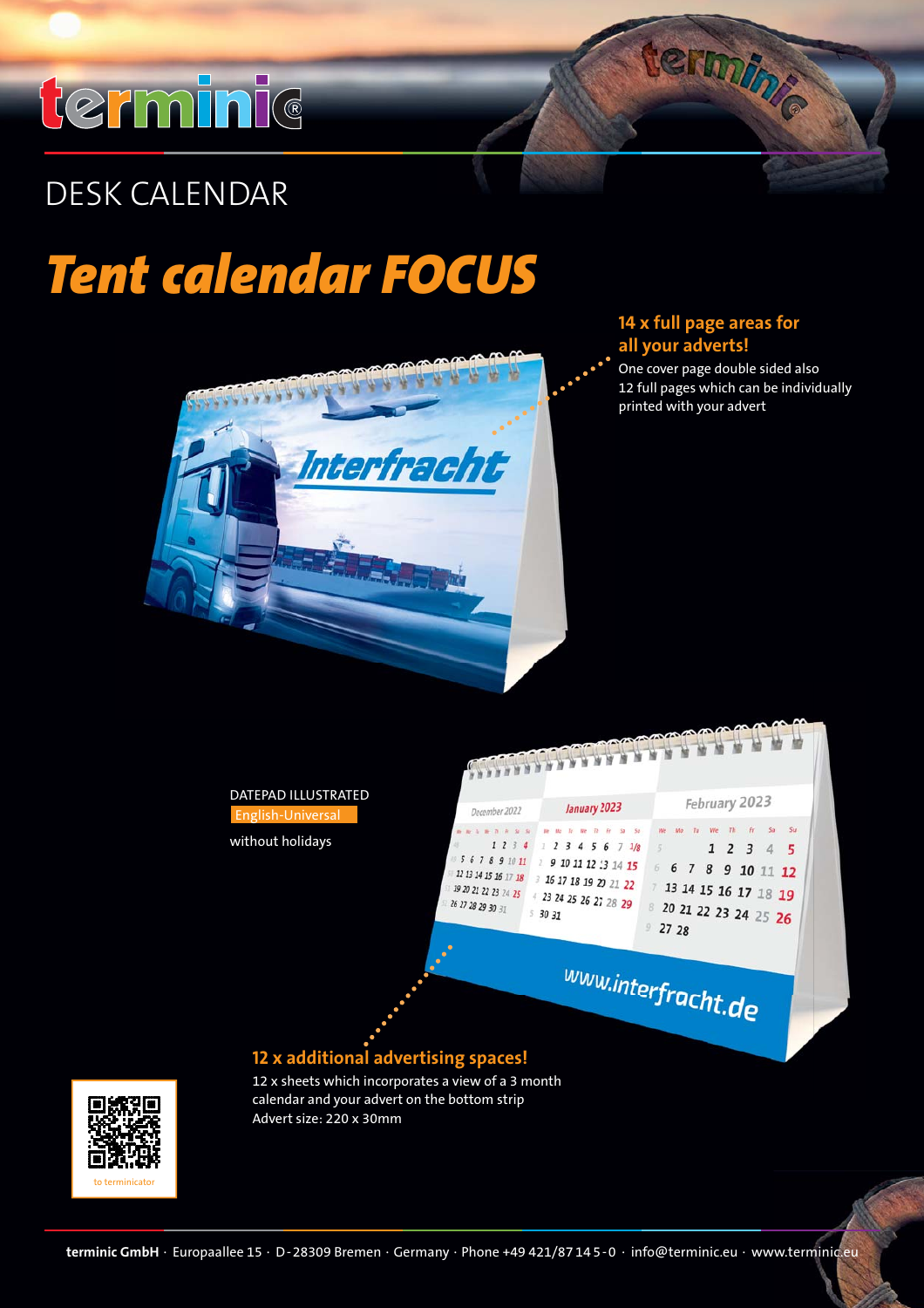# terminic®

## DESK CALENDAR

# *Tent calendar FOCUS*

### 14 x full page areas for all your adverts!

One cover page double sided also
12 full pages which can be individually printed with your advert

DATEPAD ILLUSTRATED
English-Universal

without holidays

### 12 x additional advertising spaces!

12 x sheets which incorporates a view of a 3 month calendar and your advert on the bottom strip
Advert size: 220 x 30mm

to terminicator

**terminic GmbH** · Europaallee 15 · D-28309 Bremen · Germany · Phone +49 421/87 14 5-0 · info@terminic.eu · www.terminic.eu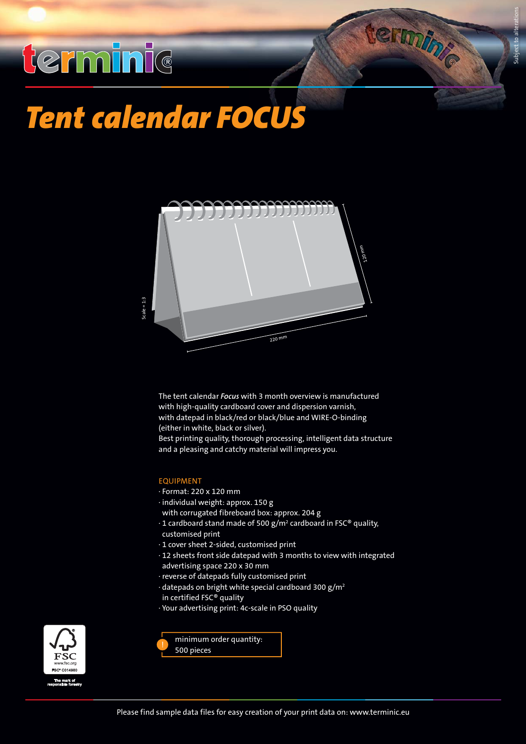# Tent calendar *FOCUS*

Scale = 1:3

120 mm

220 mm

The tent calendar ***Focus*** with 3 month overview is manufactured with high-quality cardboard cover and dispersion varnish, with datepad in black/red or black/blue and WIRE-O-binding (either in white, black or silver).
Best printing quality, thorough processing, intelligent data structure and a pleasing and catchy material will impress you.

## EQUIPMENT

- Format: 220 x 120 mm
- individual weight: approx. 150 g
  with corrugated fibreboard box: approx. 204 g
- 1 cardboard stand made of 500 g/m² cardboard in FSC® quality, customised print
- 1 cover sheet 2-sided, customised print
- 12 sheets front side datepad with 3 months to view with integrated advertising space 220 x 30 mm
- reverse of datepads fully customised print
- datepads on bright white special cardboard 300 g/m² in certified FSC® quality
- Your advertising print: 4c-scale in PSO quality

! minimum order quantity: 500 pieces

FSC
www.fsc.org
FSC® C014980
The mark of responsible forestry

Please find sample data files for easy creation of your print data on: www.terminic.eu